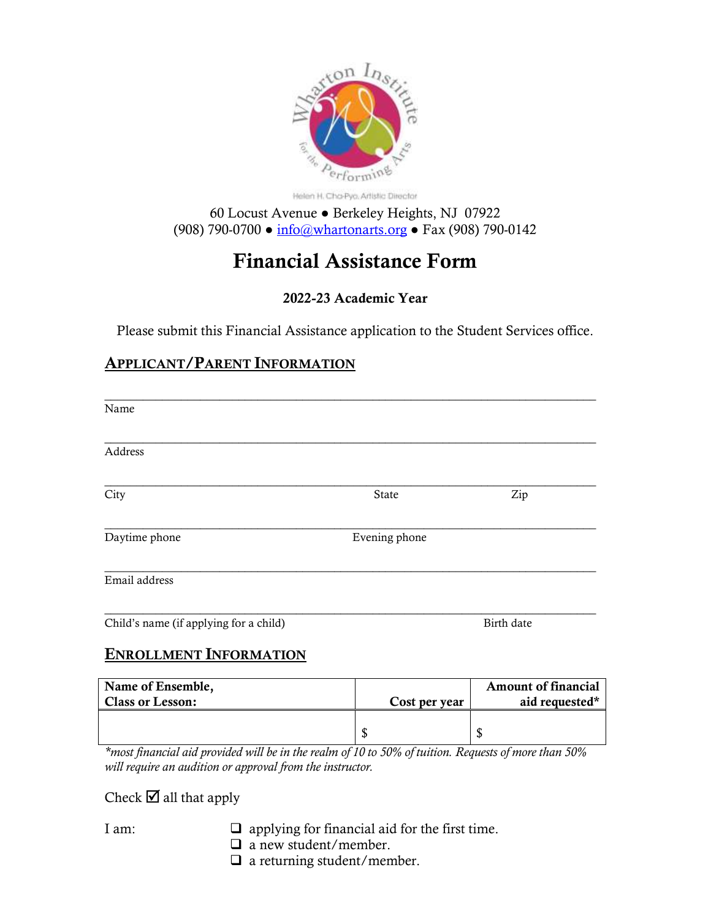Wharton Institute for the Performing Arts

Helen H. Cha-Pyo, Artistic Director

60 Locust Avenue ● Berkeley Heights, NJ 07922
(908) 790-0700 ● info@whartonarts.org ● Fax (908) 790-0142

# Financial Assistance Form

### 2022-23 Academic Year

Please submit this Financial Assistance application to the Student Services office.

## APPLICANT/PARENT INFORMATION

\_\_\_\_\_\_\_\_\_\_\_\_\_\_\_\_\_\_\_\_\_\_\_\_\_\_\_\_\_\_\_\_\_\_\_\_\_\_\_\_\_\_\_\_\_\_\_\_\_\_\_\_\_\_\_\_\_\_\_\_\_\_\_\_\_\_\_\_\_\_
Name

\_\_\_\_\_\_\_\_\_\_\_\_\_\_\_\_\_\_\_\_\_\_\_\_\_\_\_\_\_\_\_\_\_\_\_\_\_\_\_\_\_\_\_\_\_\_\_\_\_\_\_\_\_\_\_\_\_\_\_\_\_\_\_\_\_\_\_\_\_\_
Address

\_\_\_\_\_\_\_\_\_\_\_\_\_\_\_\_\_\_\_\_\_\_\_\_\_\_\_\_\_\_\_\_\_\_\_\_\_\_\_\_\_\_\_\_\_\_\_\_\_\_\_\_\_\_\_\_\_\_\_\_\_\_\_\_\_\_\_\_\_\_
City State Zip

\_\_\_\_\_\_\_\_\_\_\_\_\_\_\_\_\_\_\_\_\_\_\_\_\_\_\_\_\_\_\_\_\_\_\_\_\_\_\_\_\_\_\_\_\_\_\_\_\_\_\_\_\_\_\_\_\_\_\_\_\_\_\_\_\_\_\_\_\_\_
Daytime phone Evening phone

\_\_\_\_\_\_\_\_\_\_\_\_\_\_\_\_\_\_\_\_\_\_\_\_\_\_\_\_\_\_\_\_\_\_\_\_\_\_\_\_\_\_\_\_\_\_\_\_\_\_\_\_\_\_\_\_\_\_\_\_\_\_\_\_\_\_\_\_\_\_
Email address

\_\_\_\_\_\_\_\_\_\_\_\_\_\_\_\_\_\_\_\_\_\_\_\_\_\_\_\_\_\_\_\_\_\_\_\_\_\_\_\_\_\_\_\_\_\_\_\_\_\_\_\_\_\_\_\_\_\_\_\_\_\_\_\_\_\_\_\_\_\_
Child's name (if applying for a child) Birth date

## ENROLLMENT INFORMATION

| Name of Ensemble, Class or Lesson: | Cost per year | Amount of financial aid requested* |
|---|---|---|
| | $ | $ |

*most financial aid provided will be in the realm of 10 to 50% of tuition. Requests of more than 50% will require an audition or approval from the instructor.*

Check ☑ all that apply

I am:

- ❑ applying for financial aid for the first time.
- ❑ a new student/member.
- ❑ a returning student/member.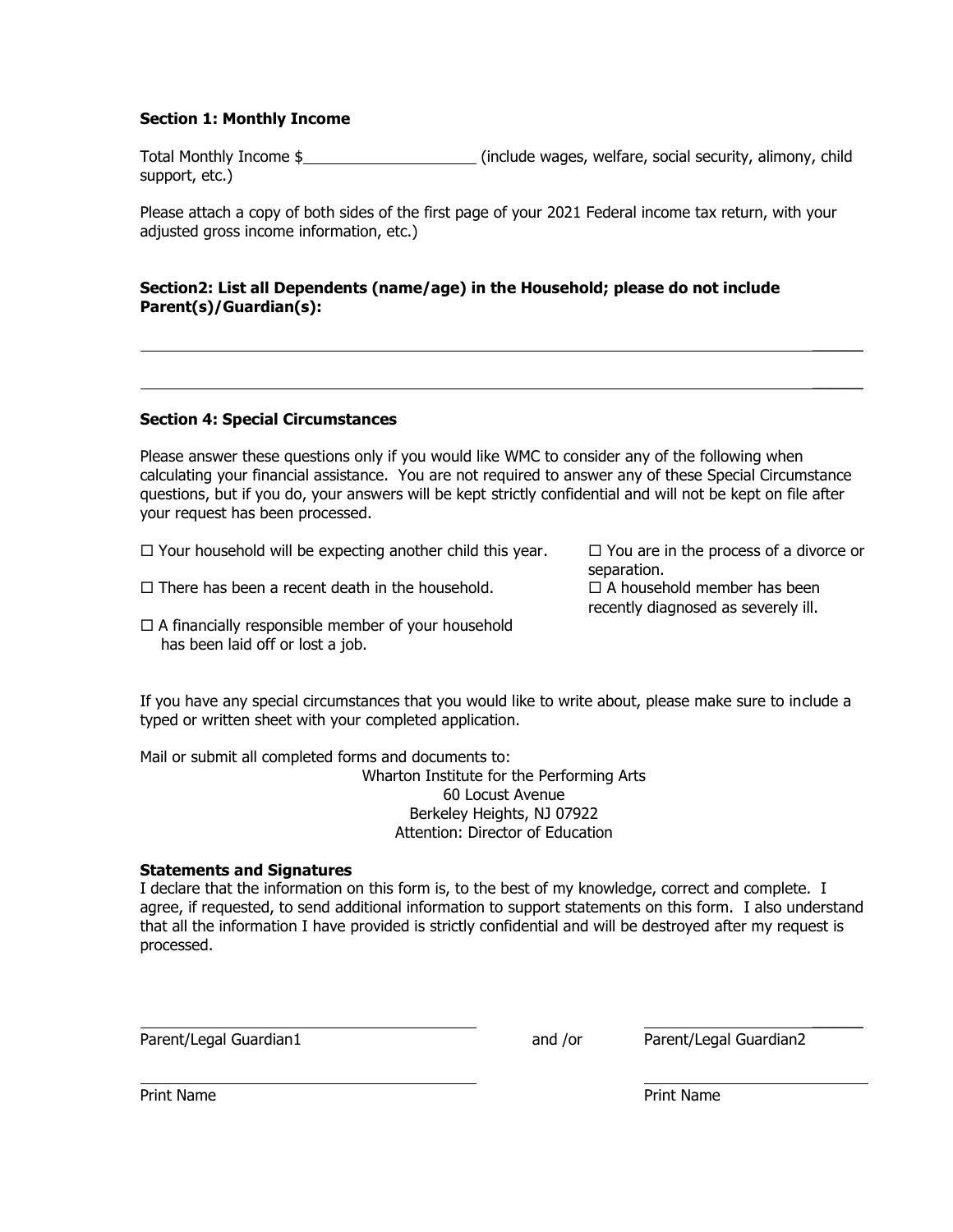**Section 1: Monthly Income**

Total Monthly Income $____________________ (include wages, welfare, social security, alimony, child support, etc.)

Please attach a copy of both sides of the first page of your 2021 Federal income tax return, with your adjusted gross income information, etc.)

**Section2: List all Dependents (name/age) in the Household; please do not include Parent(s)/Guardian(s):**

______________________________________________________________________________

______________________________________________________________________________

**Section 4: Special Circumstances**

Please answer these questions only if you would like WMC to consider any of the following when calculating your financial assistance. You are not required to answer any of these Special Circumstance questions, but if you do, your answers will be kept strictly confidential and will not be kept on file after your request has been processed.

☐ Your household will be expecting another child this year.

☐ There has been a recent death in the household.

☐ A financially responsible member of your household has been laid off or lost a job.

☐ You are in the process of a divorce or separation.

☐ A household member has been recently diagnosed as severely ill.

If you have any special circumstances that you would like to write about, please make sure to include a typed or written sheet with your completed application.

Mail or submit all completed forms and documents to:

Wharton Institute for the Performing Arts
60 Locust Avenue
Berkeley Heights, NJ 07922
Attention: Director of Education

**Statements and Signatures**

I declare that the information on this form is, to the best of my knowledge, correct and complete. I agree, if requested, to send additional information to support statements on this form. I also understand that all the information I have provided is strictly confidential and will be destroyed after my request is processed.

______________________________ and /or ______________________________

Parent/Legal Guardian1 Parent/Legal Guardian2

______________________________ ______________________________

Print Name Print Name